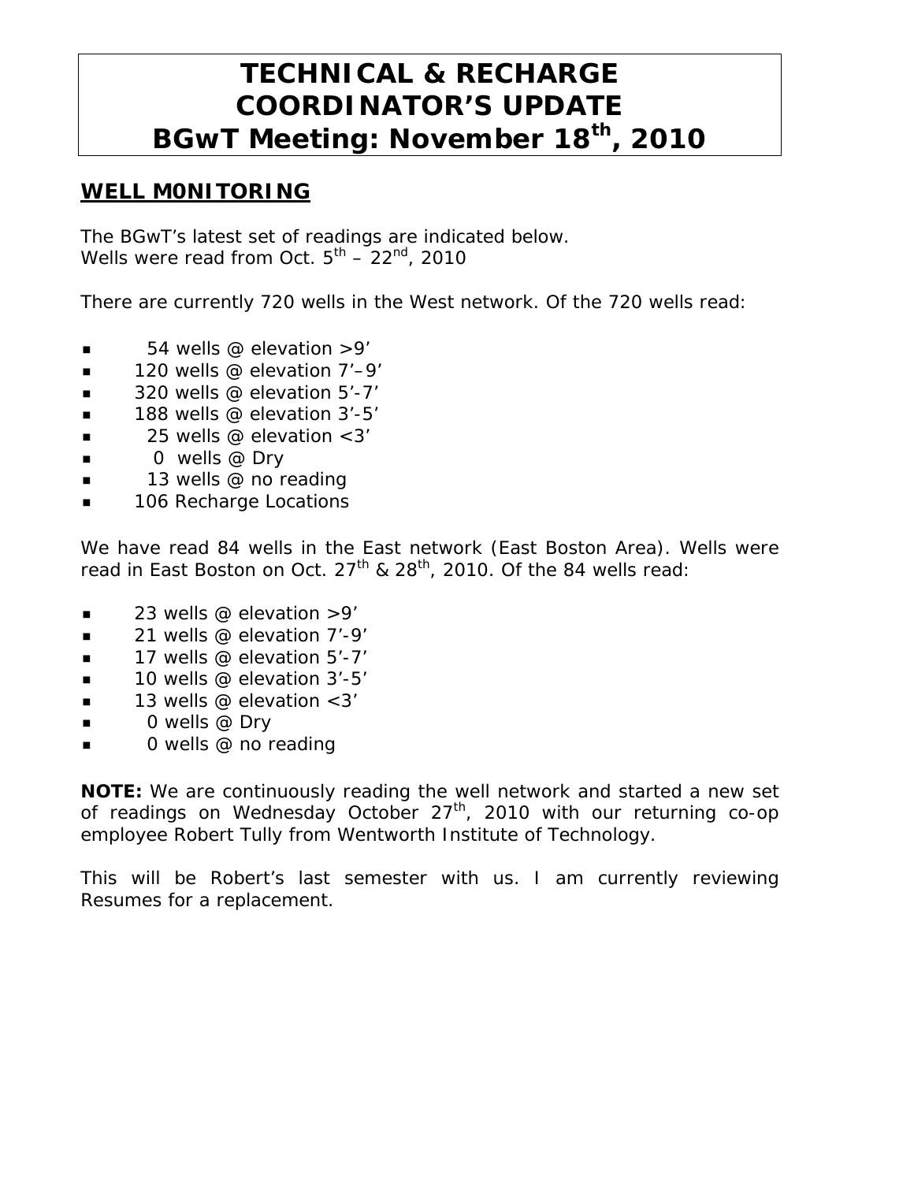# TECHNICAL & RECHARGE COORDINATOR'S UPDATE BGwT Meeting: November 18th, 2010

## WELL M0NITORING

The BGwT's latest set of readings are indicated below.
Wells were read from Oct. 5th – 22nd, 2010

There are currently 720 wells in the West network. Of the 720 wells read:

- 54 wells @ elevation >9'
- 120 wells @ elevation 7'–9'
- 320 wells @ elevation 5'-7'
- 188 wells @ elevation 3'-5'
- 25 wells @ elevation <3'
- 0 wells @ Dry
- 13 wells @ no reading
- 106 Recharge Locations

We have read 84 wells in the East network (East Boston Area). Wells were read in East Boston on Oct. 27th & 28th, 2010. Of the 84 wells read:

- 23 wells @ elevation >9'
- 21 wells @ elevation 7'-9'
- 17 wells @ elevation 5'-7'
- 10 wells @ elevation 3'-5'
- 13 wells @ elevation <3'
- 0 wells @ Dry
- 0 wells @ no reading

**NOTE:** We are continuously reading the well network and started a new set of readings on Wednesday October 27th, 2010 with our returning co-op employee Robert Tully from Wentworth Institute of Technology.

This will be Robert's last semester with us. I am currently reviewing Resumes for a replacement.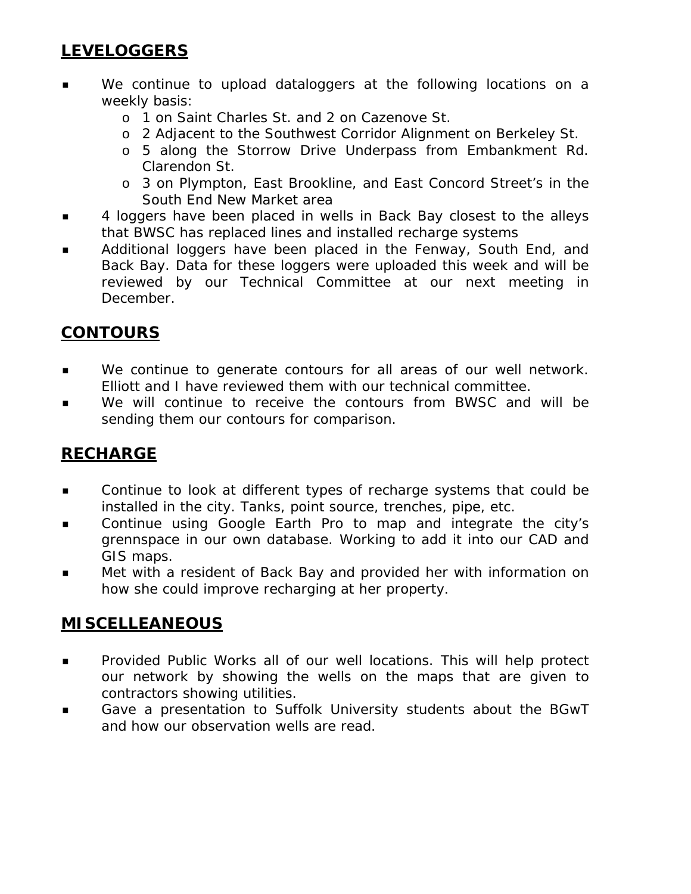## LEVELOGGERS

- We continue to upload dataloggers at the following locations on a weekly basis:
  - 1 on Saint Charles St. and 2 on Cazenove St.
  - 2 Adjacent to the Southwest Corridor Alignment on Berkeley St.
  - 5 along the Storrow Drive Underpass from Embankment Rd. Clarendon St.
  - 3 on Plympton, East Brookline, and East Concord Street's in the South End New Market area
- 4 loggers have been placed in wells in Back Bay closest to the alleys that BWSC has replaced lines and installed recharge systems
- Additional loggers have been placed in the Fenway, South End, and Back Bay. Data for these loggers were uploaded this week and will be reviewed by our Technical Committee at our next meeting in December.

## CONTOURS

- We continue to generate contours for all areas of our well network. Elliott and I have reviewed them with our technical committee.
- We will continue to receive the contours from BWSC and will be sending them our contours for comparison.

## RECHARGE

- Continue to look at different types of recharge systems that could be installed in the city. Tanks, point source, trenches, pipe, etc.
- Continue using Google Earth Pro to map and integrate the city's grennspace in our own database. Working to add it into our CAD and GIS maps.
- Met with a resident of Back Bay and provided her with information on how she could improve recharging at her property.

## MISCELLEANEOUS

- Provided Public Works all of our well locations. This will help protect our network by showing the wells on the maps that are given to contractors showing utilities.
- Gave a presentation to Suffolk University students about the BGwT and how our observation wells are read.